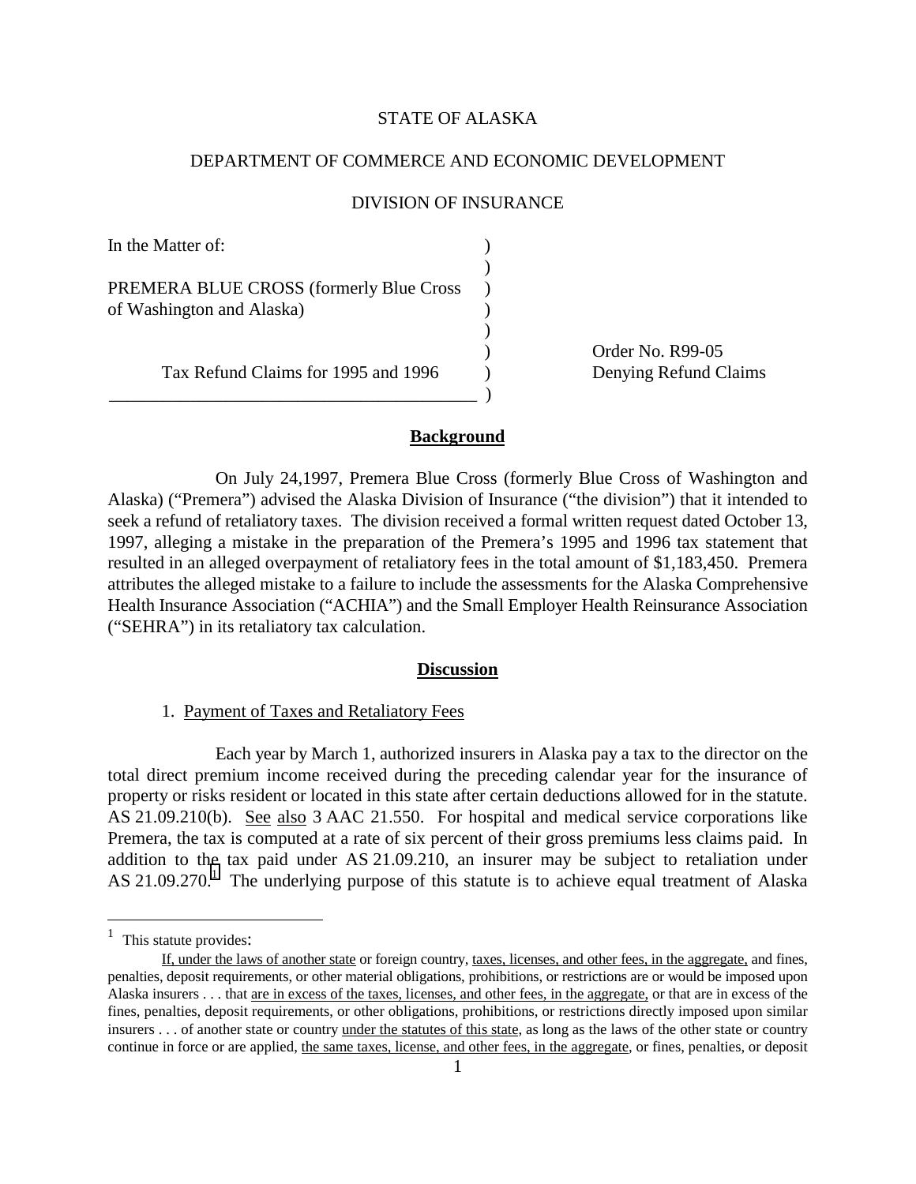STATE OF ALASKA

DEPARTMENT OF COMMERCE AND ECONOMIC DEVELOPMENT

DIVISION OF INSURANCE

| | |
|---|---|
| In the Matter of:<br><br>PREMERA BLUE CROSS (formerly Blue Cross of Washington and Alaska)<br><br>Tax Refund Claims for 1995 and 1996 | Order No. R99-05<br>Denying Refund Claims |

## Background

On July 24,1997, Premera Blue Cross (formerly Blue Cross of Washington and Alaska) ("Premera") advised the Alaska Division of Insurance ("the division") that it intended to seek a refund of retaliatory taxes. The division received a formal written request dated October 13, 1997, alleging a mistake in the preparation of the Premera's 1995 and 1996 tax statement that resulted in an alleged overpayment of retaliatory fees in the total amount of $1,183,450. Premera attributes the alleged mistake to a failure to include the assessments for the Alaska Comprehensive Health Insurance Association ("ACHIA") and the Small Employer Health Reinsurance Association ("SEHRA") in its retaliatory tax calculation.

## Discussion

1. Payment of Taxes and Retaliatory Fees

Each year by March 1, authorized insurers in Alaska pay a tax to the director on the total direct premium income received during the preceding calendar year for the insurance of property or risks resident or located in this state after certain deductions allowed for in the statute. AS 21.09.210(b). See also 3 AAC 21.550. For hospital and medical service corporations like Premera, the tax is computed at a rate of six percent of their gross premiums less claims paid. In addition to the tax paid under AS 21.09.210, an insurer may be subject to retaliation under AS 21.09.270.[1] The underlying purpose of this statute is to achieve equal treatment of Alaska

---

[1] This statute provides:

If, under the laws of another state or foreign country, taxes, licenses, and other fees, in the aggregate, and fines, penalties, deposit requirements, or other material obligations, prohibitions, or restrictions are or would be imposed upon Alaska insurers . . . that are in excess of the taxes, licenses, and other fees, in the aggregate, or that are in excess of the fines, penalties, deposit requirements, or other obligations, prohibitions, or restrictions directly imposed upon similar insurers . . . of another state or country under the statutes of this state, as long as the laws of the other state or country continue in force or are applied, the same taxes, license, and other fees, in the aggregate, or fines, penalties, or deposit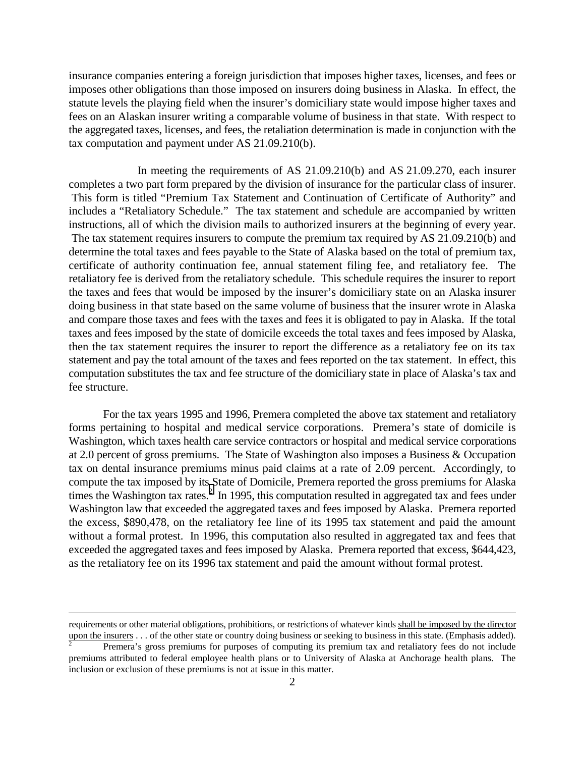insurance companies entering a foreign jurisdiction that imposes higher taxes, licenses, and fees or imposes other obligations than those imposed on insurers doing business in Alaska. In effect, the statute levels the playing field when the insurer's domiciliary state would impose higher taxes and fees on an Alaskan insurer writing a comparable volume of business in that state. With respect to the aggregated taxes, licenses, and fees, the retaliation determination is made in conjunction with the tax computation and payment under AS 21.09.210(b).

In meeting the requirements of AS 21.09.210(b) and AS 21.09.270, each insurer completes a two part form prepared by the division of insurance for the particular class of insurer. This form is titled "Premium Tax Statement and Continuation of Certificate of Authority" and includes a "Retaliatory Schedule." The tax statement and schedule are accompanied by written instructions, all of which the division mails to authorized insurers at the beginning of every year. The tax statement requires insurers to compute the premium tax required by AS 21.09.210(b) and determine the total taxes and fees payable to the State of Alaska based on the total of premium tax, certificate of authority continuation fee, annual statement filing fee, and retaliatory fee. The retaliatory fee is derived from the retaliatory schedule. This schedule requires the insurer to report the taxes and fees that would be imposed by the insurer's domiciliary state on an Alaska insurer doing business in that state based on the same volume of business that the insurer wrote in Alaska and compare those taxes and fees with the taxes and fees it is obligated to pay in Alaska. If the total taxes and fees imposed by the state of domicile exceeds the total taxes and fees imposed by Alaska, then the tax statement requires the insurer to report the difference as a retaliatory fee on its tax statement and pay the total amount of the taxes and fees reported on the tax statement. In effect, this computation substitutes the tax and fee structure of the domiciliary state in place of Alaska's tax and fee structure.

For the tax years 1995 and 1996, Premera completed the above tax statement and retaliatory forms pertaining to hospital and medical service corporations. Premera's state of domicile is Washington, which taxes health care service contractors or hospital and medical service corporations at 2.0 percent of gross premiums. The State of Washington also imposes a Business & Occupation tax on dental insurance premiums minus paid claims at a rate of 2.09 percent. Accordingly, to compute the tax imposed by its State of Domicile, Premera reported the gross premiums for Alaska times the Washington tax rates.[2] In 1995, this computation resulted in aggregated tax and fees under Washington law that exceeded the aggregated taxes and fees imposed by Alaska. Premera reported the excess, $890,478, on the retaliatory fee line of its 1995 tax statement and paid the amount without a formal protest. In 1996, this computation also resulted in aggregated tax and fees that exceeded the aggregated taxes and fees imposed by Alaska. Premera reported that excess, $644,423, as the retaliatory fee on its 1996 tax statement and paid the amount without formal protest.

---

requirements or other material obligations, prohibitions, or restrictions of whatever kinds <u>shall be imposed by the director upon the insurers</u> . . . of the other state or country doing business or seeking to business in this state. (Emphasis added).

[2] Premera's gross premiums for purposes of computing its premium tax and retaliatory fees do not include premiums attributed to federal employee health plans or to University of Alaska at Anchorage health plans. The inclusion or exclusion of these premiums is not at issue in this matter.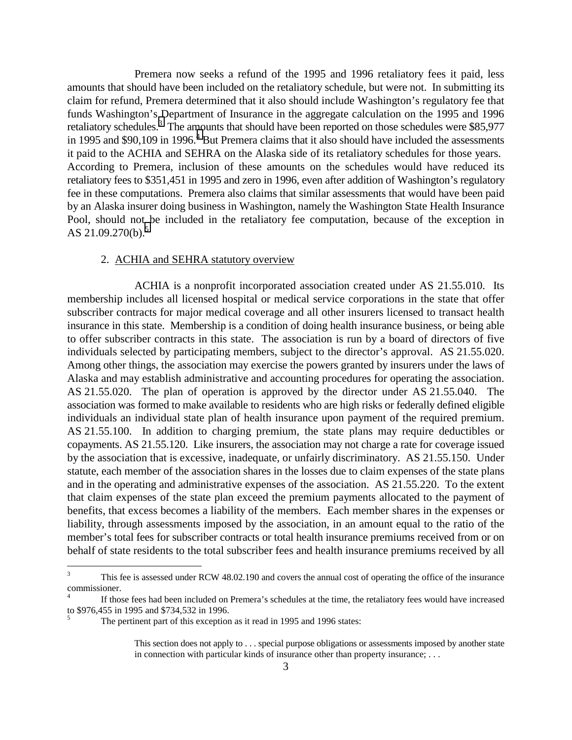Premera now seeks a refund of the 1995 and 1996 retaliatory fees it paid, less amounts that should have been included on the retaliatory schedule, but were not. In submitting its claim for refund, Premera determined that it also should include Washington's regulatory fee that funds Washington's Department of Insurance in the aggregate calculation on the 1995 and 1996 retaliatory schedules.[3] The amounts that should have been reported on those schedules were $85,977 in 1995 and $90,109 in 1996.[4] But Premera claims that it also should have included the assessments it paid to the ACHIA and SEHRA on the Alaska side of its retaliatory schedules for those years. According to Premera, inclusion of these amounts on the schedules would have reduced its retaliatory fees to $351,451 in 1995 and zero in 1996, even after addition of Washington's regulatory fee in these computations. Premera also claims that similar assessments that would have been paid by an Alaska insurer doing business in Washington, namely the Washington State Health Insurance Pool, should not be included in the retaliatory fee computation, because of the exception in AS 21.09.270(b).[5]

2. ACHIA and SEHRA statutory overview

ACHIA is a nonprofit incorporated association created under AS 21.55.010. Its membership includes all licensed hospital or medical service corporations in the state that offer subscriber contracts for major medical coverage and all other insurers licensed to transact health insurance in this state. Membership is a condition of doing health insurance business, or being able to offer subscriber contracts in this state. The association is run by a board of directors of five individuals selected by participating members, subject to the director's approval. AS 21.55.020. Among other things, the association may exercise the powers granted by insurers under the laws of Alaska and may establish administrative and accounting procedures for operating the association. AS 21.55.020. The plan of operation is approved by the director under AS 21.55.040. The association was formed to make available to residents who are high risks or federally defined eligible individuals an individual state plan of health insurance upon payment of the required premium. AS 21.55.100. In addition to charging premium, the state plans may require deductibles or copayments. AS 21.55.120. Like insurers, the association may not charge a rate for coverage issued by the association that is excessive, inadequate, or unfairly discriminatory. AS 21.55.150. Under statute, each member of the association shares in the losses due to claim expenses of the state plans and in the operating and administrative expenses of the association. AS 21.55.220. To the extent that claim expenses of the state plan exceed the premium payments allocated to the payment of benefits, that excess becomes a liability of the members. Each member shares in the expenses or liability, through assessments imposed by the association, in an amount equal to the ratio of the member's total fees for subscriber contracts or total health insurance premiums received from or on behalf of state residents to the total subscriber fees and health insurance premiums received by all

---

[3] This fee is assessed under RCW 48.02.190 and covers the annual cost of operating the office of the insurance commissioner.

[4] If those fees had been included on Premera's schedules at the time, the retaliatory fees would have increased to $976,455 in 1995 and $734,532 in 1996.

[5] The pertinent part of this exception as it read in 1995 and 1996 states:

> This section does not apply to . . . special purpose obligations or assessments imposed by another state in connection with particular kinds of insurance other than property insurance; . . .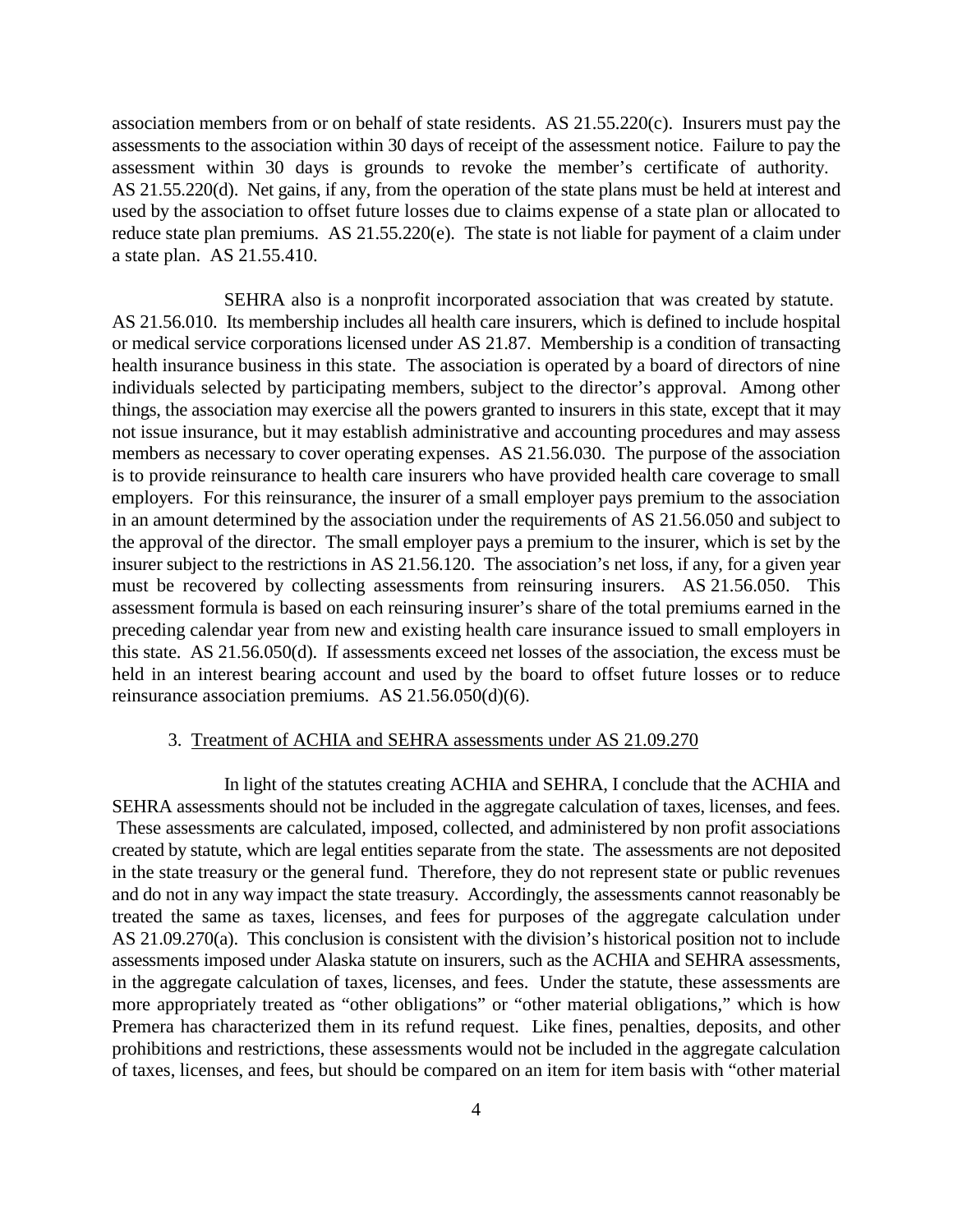association members from or on behalf of state residents. AS 21.55.220(c). Insurers must pay the assessments to the association within 30 days of receipt of the assessment notice. Failure to pay the assessment within 30 days is grounds to revoke the member's certificate of authority. AS 21.55.220(d). Net gains, if any, from the operation of the state plans must be held at interest and used by the association to offset future losses due to claims expense of a state plan or allocated to reduce state plan premiums. AS 21.55.220(e). The state is not liable for payment of a claim under a state plan. AS 21.55.410.

SEHRA also is a nonprofit incorporated association that was created by statute. AS 21.56.010. Its membership includes all health care insurers, which is defined to include hospital or medical service corporations licensed under AS 21.87. Membership is a condition of transacting health insurance business in this state. The association is operated by a board of directors of nine individuals selected by participating members, subject to the director's approval. Among other things, the association may exercise all the powers granted to insurers in this state, except that it may not issue insurance, but it may establish administrative and accounting procedures and may assess members as necessary to cover operating expenses. AS 21.56.030. The purpose of the association is to provide reinsurance to health care insurers who have provided health care coverage to small employers. For this reinsurance, the insurer of a small employer pays premium to the association in an amount determined by the association under the requirements of AS 21.56.050 and subject to the approval of the director. The small employer pays a premium to the insurer, which is set by the insurer subject to the restrictions in AS 21.56.120. The association's net loss, if any, for a given year must be recovered by collecting assessments from reinsuring insurers. AS 21.56.050. This assessment formula is based on each reinsuring insurer's share of the total premiums earned in the preceding calendar year from new and existing health care insurance issued to small employers in this state. AS 21.56.050(d). If assessments exceed net losses of the association, the excess must be held in an interest bearing account and used by the board to offset future losses or to reduce reinsurance association premiums. AS 21.56.050(d)(6).

3. Treatment of ACHIA and SEHRA assessments under AS 21.09.270

In light of the statutes creating ACHIA and SEHRA, I conclude that the ACHIA and SEHRA assessments should not be included in the aggregate calculation of taxes, licenses, and fees. These assessments are calculated, imposed, collected, and administered by non profit associations created by statute, which are legal entities separate from the state. The assessments are not deposited in the state treasury or the general fund. Therefore, they do not represent state or public revenues and do not in any way impact the state treasury. Accordingly, the assessments cannot reasonably be treated the same as taxes, licenses, and fees for purposes of the aggregate calculation under AS 21.09.270(a). This conclusion is consistent with the division's historical position not to include assessments imposed under Alaska statute on insurers, such as the ACHIA and SEHRA assessments, in the aggregate calculation of taxes, licenses, and fees. Under the statute, these assessments are more appropriately treated as "other obligations" or "other material obligations," which is how Premera has characterized them in its refund request. Like fines, penalties, deposits, and other prohibitions and restrictions, these assessments would not be included in the aggregate calculation of taxes, licenses, and fees, but should be compared on an item for item basis with "other material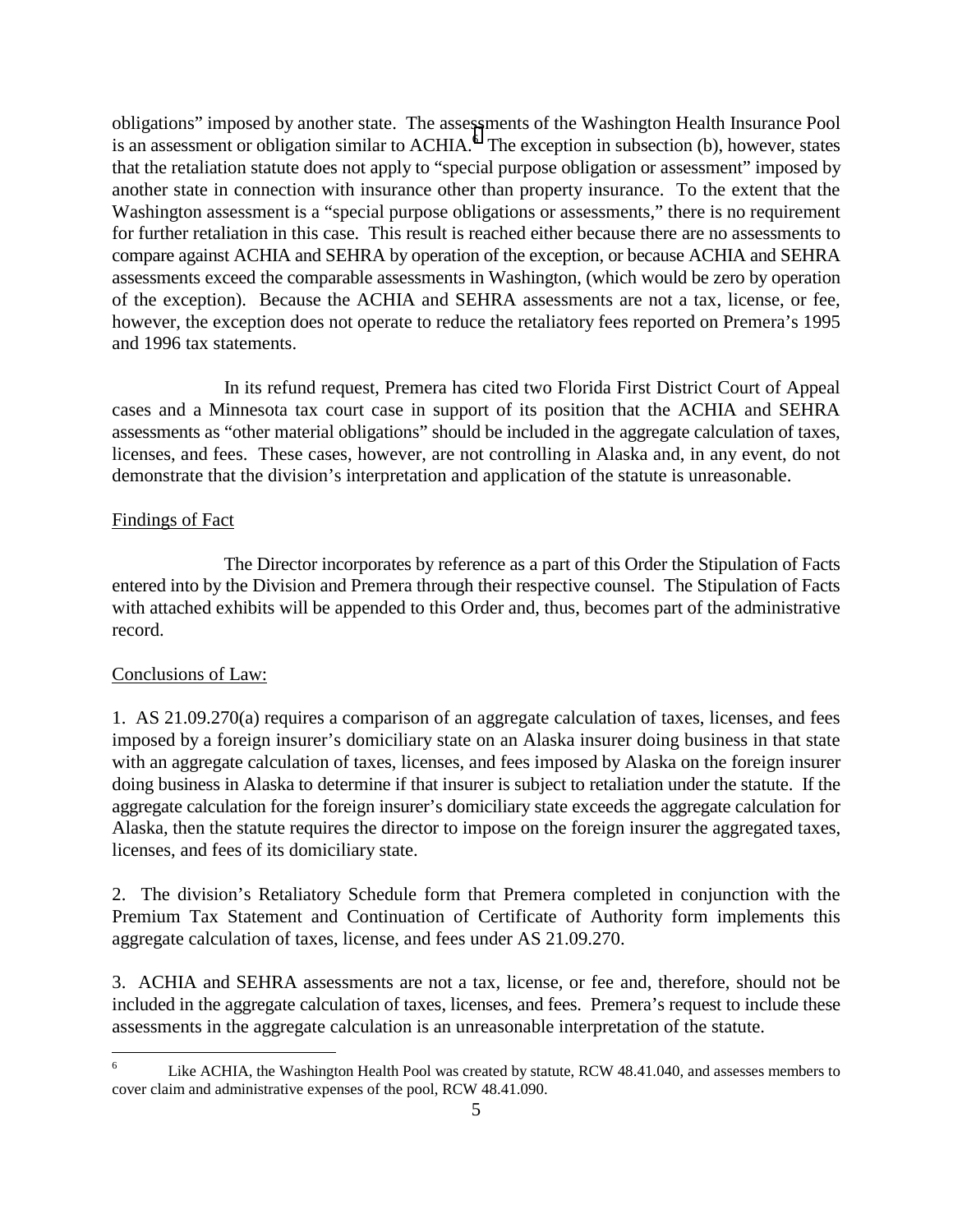obligations" imposed by another state. The assessments of the Washington Health Insurance Pool is an assessment or obligation similar to ACHIA.[6] The exception in subsection (b), however, states that the retaliation statute does not apply to "special purpose obligation or assessment" imposed by another state in connection with insurance other than property insurance. To the extent that the Washington assessment is a "special purpose obligations or assessments," there is no requirement for further retaliation in this case. This result is reached either because there are no assessments to compare against ACHIA and SEHRA by operation of the exception, or because ACHIA and SEHRA assessments exceed the comparable assessments in Washington, (which would be zero by operation of the exception). Because the ACHIA and SEHRA assessments are not a tax, license, or fee, however, the exception does not operate to reduce the retaliatory fees reported on Premera's 1995 and 1996 tax statements.

In its refund request, Premera has cited two Florida First District Court of Appeal cases and a Minnesota tax court case in support of its position that the ACHIA and SEHRA assessments as "other material obligations" should be included in the aggregate calculation of taxes, licenses, and fees. These cases, however, are not controlling in Alaska and, in any event, do not demonstrate that the division's interpretation and application of the statute is unreasonable.

Findings of Fact

The Director incorporates by reference as a part of this Order the Stipulation of Facts entered into by the Division and Premera through their respective counsel. The Stipulation of Facts with attached exhibits will be appended to this Order and, thus, becomes part of the administrative record.

Conclusions of Law:

1. AS 21.09.270(a) requires a comparison of an aggregate calculation of taxes, licenses, and fees imposed by a foreign insurer's domiciliary state on an Alaska insurer doing business in that state with an aggregate calculation of taxes, licenses, and fees imposed by Alaska on the foreign insurer doing business in Alaska to determine if that insurer is subject to retaliation under the statute. If the aggregate calculation for the foreign insurer's domiciliary state exceeds the aggregate calculation for Alaska, then the statute requires the director to impose on the foreign insurer the aggregated taxes, licenses, and fees of its domiciliary state.

2. The division's Retaliatory Schedule form that Premera completed in conjunction with the Premium Tax Statement and Continuation of Certificate of Authority form implements this aggregate calculation of taxes, license, and fees under AS 21.09.270.

3. ACHIA and SEHRA assessments are not a tax, license, or fee and, therefore, should not be included in the aggregate calculation of taxes, licenses, and fees. Premera's request to include these assessments in the aggregate calculation is an unreasonable interpretation of the statute.

[6] Like ACHIA, the Washington Health Pool was created by statute, RCW 48.41.040, and assesses members to cover claim and administrative expenses of the pool, RCW 48.41.090.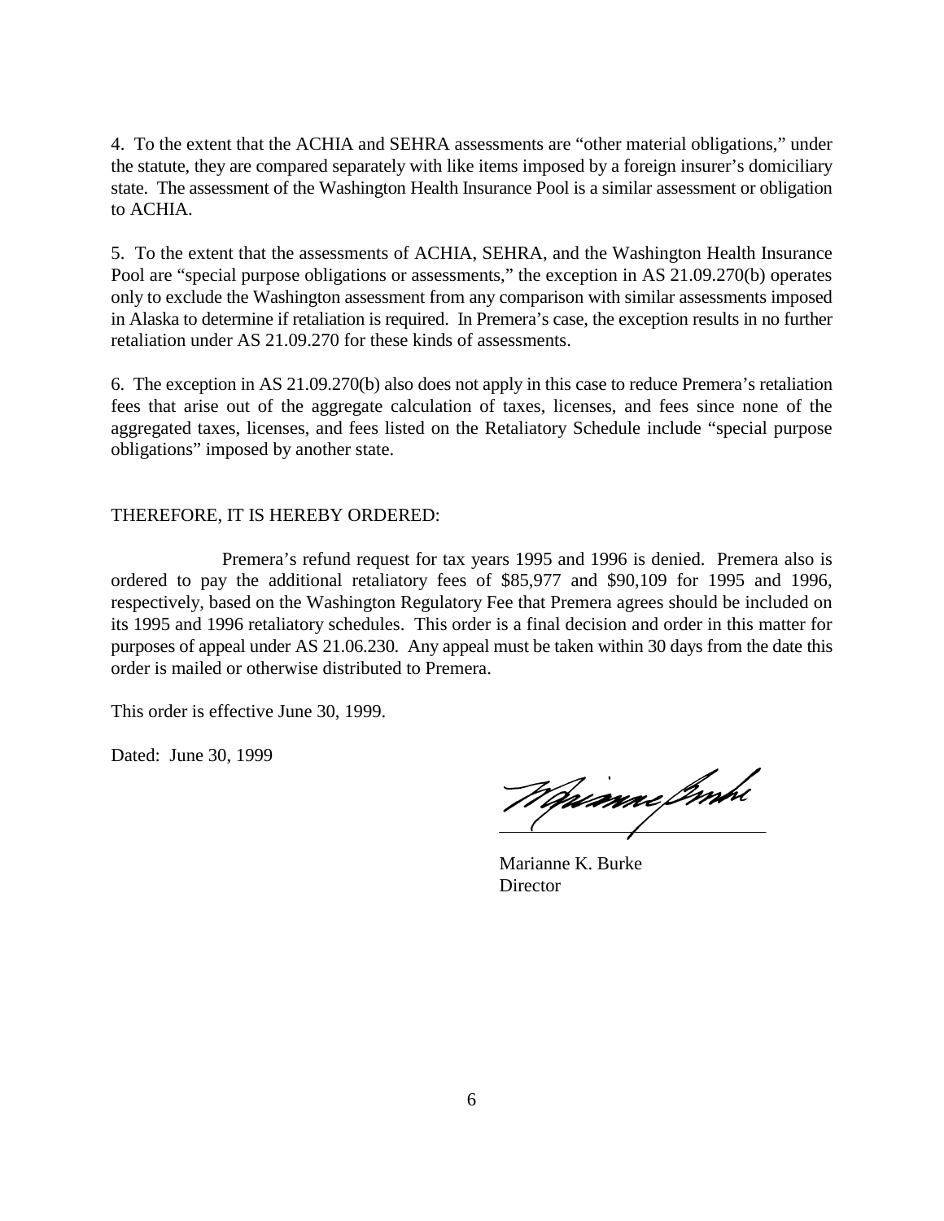4. To the extent that the ACHIA and SEHRA assessments are "other material obligations," under the statute, they are compared separately with like items imposed by a foreign insurer's domiciliary state. The assessment of the Washington Health Insurance Pool is a similar assessment or obligation to ACHIA.

5. To the extent that the assessments of ACHIA, SEHRA, and the Washington Health Insurance Pool are "special purpose obligations or assessments," the exception in AS 21.09.270(b) operates only to exclude the Washington assessment from any comparison with similar assessments imposed in Alaska to determine if retaliation is required. In Premera's case, the exception results in no further retaliation under AS 21.09.270 for these kinds of assessments.

6. The exception in AS 21.09.270(b) also does not apply in this case to reduce Premera's retaliation fees that arise out of the aggregate calculation of taxes, licenses, and fees since none of the aggregated taxes, licenses, and fees listed on the Retaliatory Schedule include "special purpose obligations" imposed by another state.

THEREFORE, IT IS HEREBY ORDERED:

Premera's refund request for tax years 1995 and 1996 is denied. Premera also is ordered to pay the additional retaliatory fees of $85,977 and $90,109 for 1995 and 1996, respectively, based on the Washington Regulatory Fee that Premera agrees should be included on its 1995 and 1996 retaliatory schedules. This order is a final decision and order in this matter for purposes of appeal under AS 21.06.230. Any appeal must be taken within 30 days from the date this order is mailed or otherwise distributed to Premera.

This order is effective June 30, 1999.

Dated: June 30, 1999

Marianne K. Burke
Director